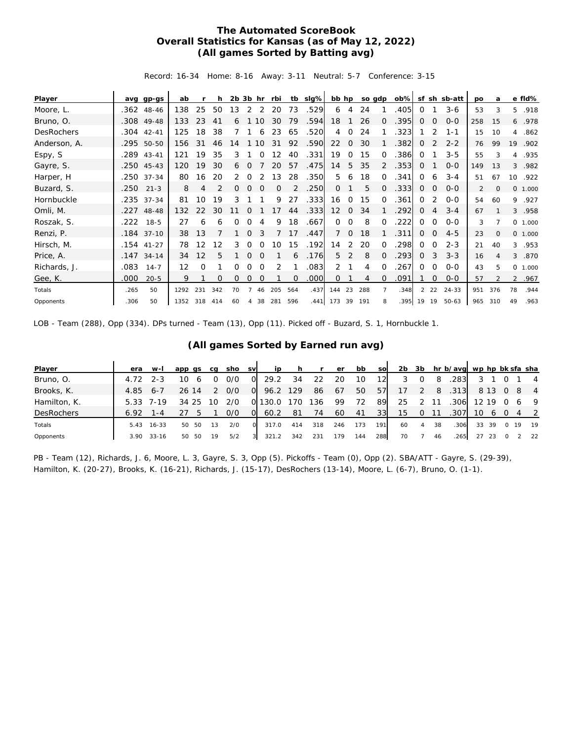# The Automated ScoreBook
## Overall Statistics for Kansas (as of May 12, 2022)
### (All games Sorted by Batting avg)

Record: 16-34 Home: 8-16 Away: 3-11 Neutral: 5-7 Conference: 3-15

| Player | avg | gp-gs | ab | r | h | 2b | 3b | hr | rbi | tb | slg% | bb | hp | so | gdp | ob% | sf | sh | sb-att | po | a | e | fld% |
|---|---|---|---|---|---|---|---|---|---|---|---|---|---|---|---|---|---|---|---|---|---|---|---|
| Moore, L. | .362 | 48-46 | 138 | 25 | 50 | 13 | 2 | 2 | 20 | 73 | .529 | 6 | 4 | 24 | 1 | .405 | 0 | 1 | 3-6 | 53 | 3 | 5 | .918 |
| Bruno, O. | .308 | 49-48 | 133 | 23 | 41 | 6 | 1 | 10 | 30 | 79 | .594 | 18 | 1 | 26 | 0 | .395 | 0 | 0 | 0-0 | 258 | 15 | 6 | .978 |
| DesRochers | .304 | 42-41 | 125 | 18 | 38 | 7 | 1 | 6 | 23 | 65 | .520 | 4 | 0 | 24 | 1 | .323 | 1 | 2 | 1-1 | 15 | 10 | 4 | .862 |
| Anderson, A. | .295 | 50-50 | 156 | 31 | 46 | 14 | 1 | 10 | 31 | 92 | .590 | 22 | 0 | 30 | 1 | .382 | 0 | 2 | 2-2 | 76 | 99 | 19 | .902 |
| Espy, S | .289 | 43-41 | 121 | 19 | 35 | 3 | 1 | 0 | 12 | 40 | .331 | 19 | 0 | 15 | 0 | .386 | 0 | 1 | 3-5 | 55 | 3 | 4 | .935 |
| Gayre, S. | .250 | 45-43 | 120 | 19 | 30 | 6 | 0 | 7 | 20 | 57 | .475 | 14 | 5 | 35 | 2 | .353 | 0 | 1 | 0-0 | 149 | 13 | 3 | .982 |
| Harper, H | .250 | 37-34 | 80 | 16 | 20 | 2 | 0 | 2 | 13 | 28 | .350 | 5 | 6 | 18 | 0 | .341 | 0 | 6 | 3-4 | 51 | 67 | 10 | .922 |
| Buzard, S. | .250 | 21-3 | 8 | 4 | 2 | 0 | 0 | 0 | 0 | 2 | .250 | 0 | 1 | 5 | 0 | .333 | 0 | 0 | 0-0 | 2 | 0 | 0 | 1.000 |
| Hornbuckle | .235 | 37-34 | 81 | 10 | 19 | 3 | 1 | 1 | 9 | 27 | .333 | 16 | 0 | 15 | 0 | .361 | 0 | 2 | 0-0 | 54 | 60 | 9 | .927 |
| Omli, M. | .227 | 48-48 | 132 | 22 | 30 | 11 | 0 | 1 | 17 | 44 | .333 | 12 | 0 | 34 | 1 | .292 | 0 | 4 | 3-4 | 67 | 1 | 3 | .958 |
| Roszak, S. | .222 | 18-5 | 27 | 6 | 6 | 0 | 0 | 4 | 9 | 18 | .667 | 0 | 0 | 8 | 0 | .222 | 0 | 0 | 0-0 | 3 | 7 | 0 | 1.000 |
| Renzi, P. | .184 | 37-10 | 38 | 13 | 7 | 1 | 0 | 3 | 7 | 17 | .447 | 7 | 0 | 18 | 1 | .311 | 0 | 0 | 4-5 | 23 | 0 | 0 | 1.000 |
| Hirsch, M. | .154 | 41-27 | 78 | 12 | 12 | 3 | 0 | 0 | 10 | 15 | .192 | 14 | 2 | 20 | 0 | .298 | 0 | 0 | 2-3 | 21 | 40 | 3 | .953 |
| Price, A. | .147 | 34-14 | 34 | 12 | 5 | 1 | 0 | 0 | 1 | 6 | .176 | 5 | 2 | 8 | 0 | .293 | 0 | 3 | 3-3 | 16 | 4 | 3 | .870 |
| Richards, J. | .083 | 14-7 | 12 | 0 | 1 | 0 | 0 | 0 | 2 | 1 | .083 | 2 | 1 | 4 | 0 | .267 | 0 | 0 | 0-0 | 43 | 5 | 0 | 1.000 |
| Gee, K. | .000 | 20-5 | 9 | 1 | 0 | 0 | 0 | 0 | 1 | 0 | .000 | 0 | 1 | 4 | 0 | .091 | 1 | 0 | 0-0 | 57 | 2 | 2 | .967 |
| Totals | .265 | 50 | 1292 | 231 | 342 | 70 | 7 | 46 | 205 | 564 | .437 | 144 | 23 | 288 | 7 | .348 | 2 | 22 | 24-33 | 951 | 376 | 78 | .944 |
| Opponents | .306 | 50 | 1352 | 318 | 414 | 60 | 4 | 38 | 281 | 596 | .441 | 173 | 39 | 191 | 8 | .395 | 19 | 19 | 50-63 | 965 | 310 | 49 | .963 |

LOB - Team (288), Opp (334). DPs turned - Team (13), Opp (11). Picked off - Buzard, S. 1, Hornbuckle 1.

### (All games Sorted by Earned run avg)

| Player | era | w-l | app | gs | cg | sho | sv | ip | h | r | er | bb | so | 2b | 3b | hr | b/avg | wp | hp | bk | sfa | sha |
|---|---|---|---|---|---|---|---|---|---|---|---|---|---|---|---|---|---|---|---|---|---|---|
| Bruno, O. | 4.72 | 2-3 | 10 | 6 | 0 | 0/0 | 0 | 29.2 | 34 | 22 | 20 | 10 | 12 | 3 | 0 | 8 | .283 | 3 | 1 | 0 | 1 | 4 |
| Brooks, K. | 4.85 | 6-7 | 26 | 14 | 2 | 0/0 | 0 | 96.2 | 129 | 86 | 67 | 50 | 57 | 17 | 2 | 8 | .313 | 8 | 13 | 0 | 8 | 4 |
| Hamilton, K. | 5.33 | 7-19 | 34 | 25 | 10 | 2/0 | 0 | 130.0 | 170 | 136 | 99 | 72 | 89 | 25 | 2 | 11 | .306 | 12 | 19 | 0 | 6 | 9 |
| DesRochers | 6.92 | 1-4 | 27 | 5 | 1 | 0/0 | 0 | 60.2 | 81 | 74 | 60 | 41 | 33 | 15 | 0 | 11 | .307 | 10 | 6 | 0 | 4 | 2 |
| Totals | 5.43 | 16-33 | 50 | 50 | 13 | 2/0 | 0 | 317.0 | 414 | 318 | 246 | 173 | 191 | 60 | 4 | 38 | .306 | 33 | 39 | 0 | 19 | 19 |
| Opponents | 3.90 | 33-16 | 50 | 50 | 19 | 5/2 | 3 | 321.2 | 342 | 231 | 179 | 144 | 288 | 70 | 7 | 46 | .265 | 27 | 23 | 0 | 2 | 22 |

PB - Team (12), Richards, J. 6, Moore, L. 3, Gayre, S. 3, Opp (5). Pickoffs - Team (0), Opp (2). SBA/ATT - Gayre, S. (29-39), Hamilton, K. (20-27), Brooks, K. (16-21), Richards, J. (15-17), DesRochers (13-14), Moore, L. (6-7), Bruno, O. (1-1).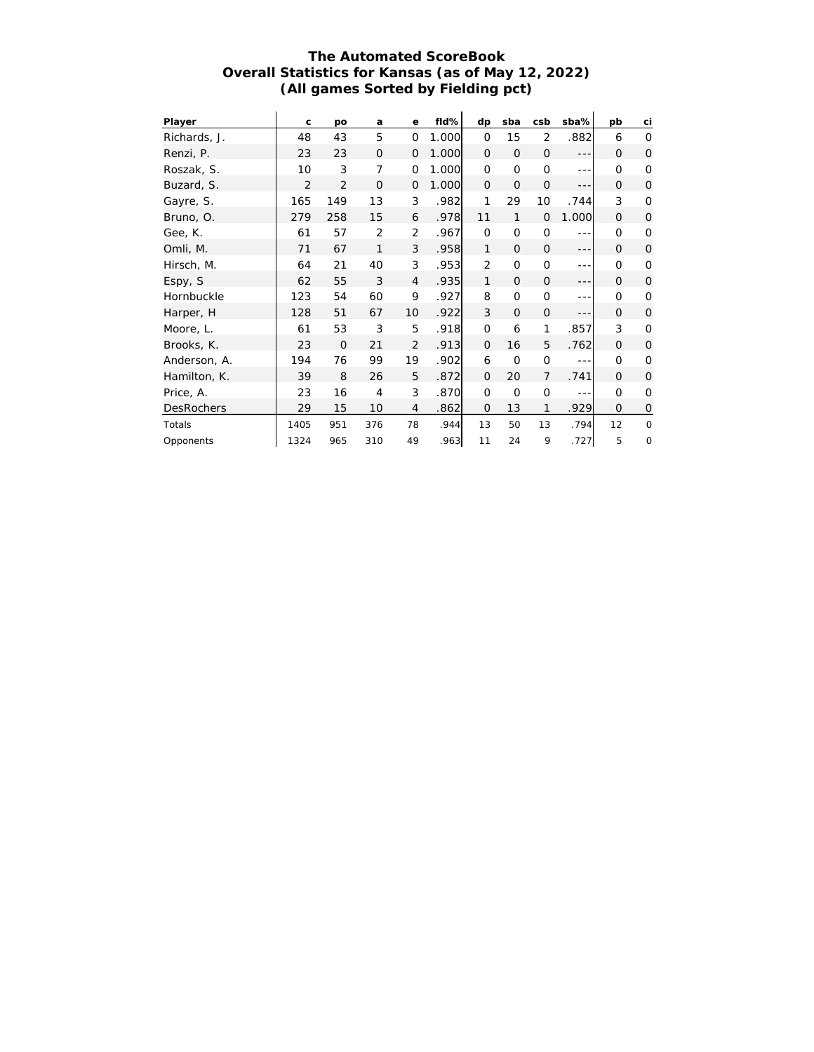# The Automated ScoreBook
## Overall Statistics for Kansas (as of May 12, 2022)
## (All games Sorted by Fielding pct)

| Player | c | po | a | e | fld% | dp | sba | csb | sba% | pb | ci |
|---|---|---|---|---|---|---|---|---|---|---|---|
| Richards, J. | 48 | 43 | 5 | 0 | 1.000 | 0 | 15 | 2 | .882 | 6 | 0 |
| Renzi, P. | 23 | 23 | 0 | 0 | 1.000 | 0 | 0 | 0 | --- | 0 | 0 |
| Roszak, S. | 10 | 3 | 7 | 0 | 1.000 | 0 | 0 | 0 | --- | 0 | 0 |
| Buzard, S. | 2 | 2 | 0 | 0 | 1.000 | 0 | 0 | 0 | --- | 0 | 0 |
| Gayre, S. | 165 | 149 | 13 | 3 | .982 | 1 | 29 | 10 | .744 | 3 | 0 |
| Bruno, O. | 279 | 258 | 15 | 6 | .978 | 11 | 1 | 0 | 1.000 | 0 | 0 |
| Gee, K. | 61 | 57 | 2 | 2 | .967 | 0 | 0 | 0 | --- | 0 | 0 |
| Omli, M. | 71 | 67 | 1 | 3 | .958 | 1 | 0 | 0 | --- | 0 | 0 |
| Hirsch, M. | 64 | 21 | 40 | 3 | .953 | 2 | 0 | 0 | --- | 0 | 0 |
| Espy, S | 62 | 55 | 3 | 4 | .935 | 1 | 0 | 0 | --- | 0 | 0 |
| Hornbuckle | 123 | 54 | 60 | 9 | .927 | 8 | 0 | 0 | --- | 0 | 0 |
| Harper, H | 128 | 51 | 67 | 10 | .922 | 3 | 0 | 0 | --- | 0 | 0 |
| Moore, L. | 61 | 53 | 3 | 5 | .918 | 0 | 6 | 1 | .857 | 3 | 0 |
| Brooks, K. | 23 | 0 | 21 | 2 | .913 | 0 | 16 | 5 | .762 | 0 | 0 |
| Anderson, A. | 194 | 76 | 99 | 19 | .902 | 6 | 0 | 0 | --- | 0 | 0 |
| Hamilton, K. | 39 | 8 | 26 | 5 | .872 | 0 | 20 | 7 | .741 | 0 | 0 |
| Price, A. | 23 | 16 | 4 | 3 | .870 | 0 | 0 | 0 | --- | 0 | 0 |
| DesRochers | 29 | 15 | 10 | 4 | .862 | 0 | 13 | 1 | .929 | 0 | 0 |
| Totals | 1405 | 951 | 376 | 78 | .944 | 13 | 50 | 13 | .794 | 12 | 0 |
| Opponents | 1324 | 965 | 310 | 49 | .963 | 11 | 24 | 9 | .727 | 5 | 0 |